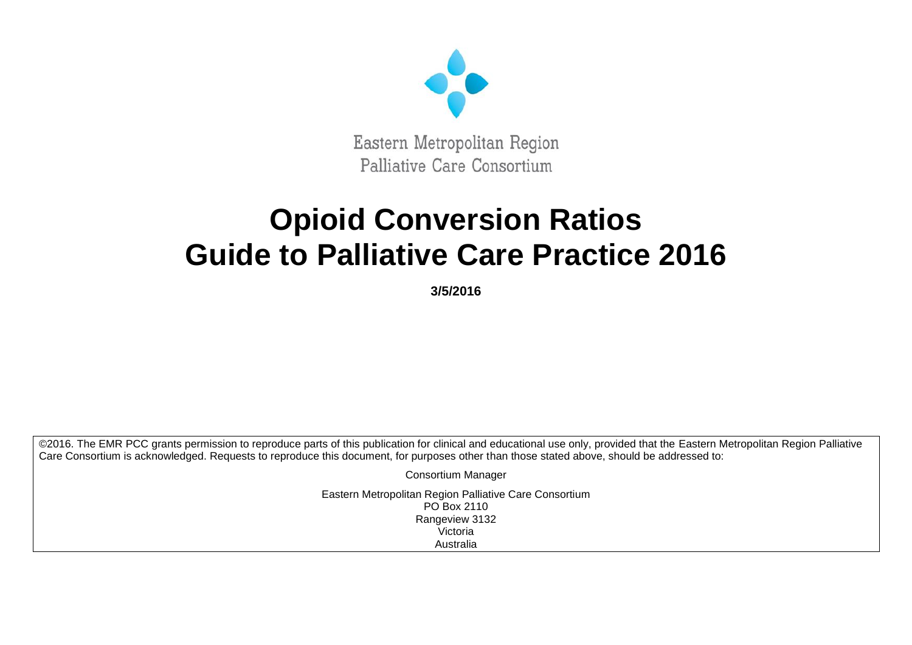Eastern Metropolitan Region
Palliative Care Consortium

# Opioid Conversion Ratios
# Guide to Palliative Care Practice 2016

**3/5/2016**

©2016. The EMR PCC grants permission to reproduce parts of this publication for clinical and educational use only, provided that the Eastern Metropolitan Region Palliative Care Consortium is acknowledged. Requests to reproduce this document, for purposes other than those stated above, should be addressed to:

Consortium Manager

Eastern Metropolitan Region Palliative Care Consortium
PO Box 2110
Rangeview 3132
Victoria
Australia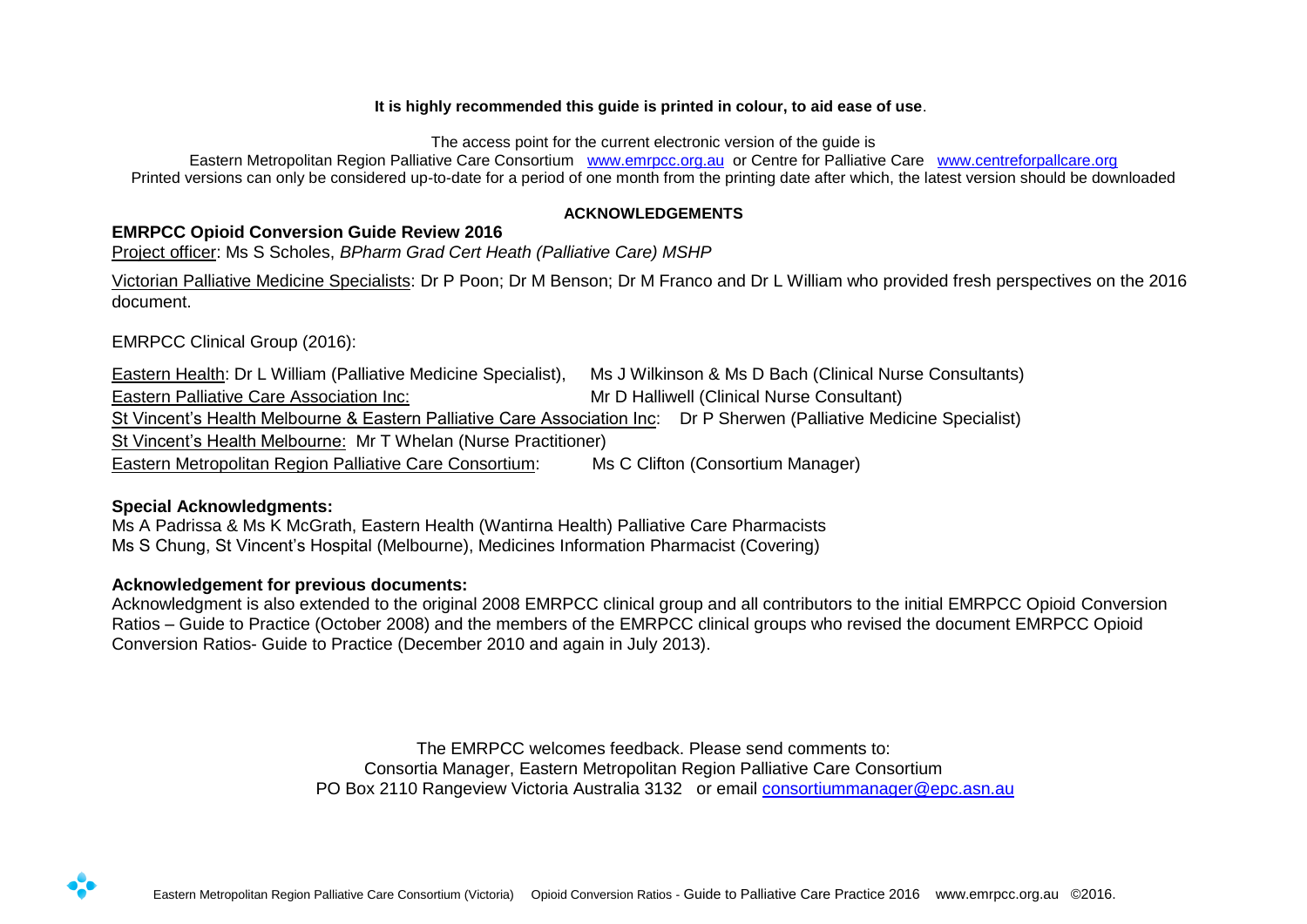**It is highly recommended this guide is printed in colour, to aid ease of use**.

The access point for the current electronic version of the guide is
Eastern Metropolitan Region Palliative Care Consortium [www.emrpcc.org.au](http://www.emrpcc.org.au) or Centre for Palliative Care [www.centreforpallcare.org](http://www.centreforpallcare.org)
Printed versions can only be considered up-to-date for a period of one month from the printing date after which, the latest version should be downloaded

## ACKNOWLEDGEMENTS

**EMRPCC Opioid Conversion Guide Review 2016**

Project officer: Ms S Scholes, *BPharm Grad Cert Heath (Palliative Care) MSHP*

Victorian Palliative Medicine Specialists: Dr P Poon; Dr M Benson; Dr M Franco and Dr L William who provided fresh perspectives on the 2016 document.

EMRPCC Clinical Group (2016):

Eastern Health: Dr L William (Palliative Medicine Specialist), Ms J Wilkinson & Ms D Bach (Clinical Nurse Consultants)
Eastern Palliative Care Association Inc: Mr D Halliwell (Clinical Nurse Consultant)
St Vincent's Health Melbourne & Eastern Palliative Care Association Inc: Dr P Sherwen (Palliative Medicine Specialist)
St Vincent's Health Melbourne: Mr T Whelan (Nurse Practitioner)
Eastern Metropolitan Region Palliative Care Consortium: Ms C Clifton (Consortium Manager)

**Special Acknowledgments:**
Ms A Padrissa & Ms K McGrath, Eastern Health (Wantirna Health) Palliative Care Pharmacists
Ms S Chung, St Vincent's Hospital (Melbourne), Medicines Information Pharmacist (Covering)

**Acknowledgement for previous documents:**
Acknowledgment is also extended to the original 2008 EMRPCC clinical group and all contributors to the initial EMRPCC Opioid Conversion Ratios – Guide to Practice (October 2008) and the members of the EMRPCC clinical groups who revised the document EMRPCC Opioid Conversion Ratios- Guide to Practice (December 2010 and again in July 2013).

The EMRPCC welcomes feedback. Please send comments to:
Consortia Manager, Eastern Metropolitan Region Palliative Care Consortium
PO Box 2110 Rangeview Victoria Australia 3132 or email [consortiummanager@epc.asn.au](mailto:consortiummanager@epc.asn.au)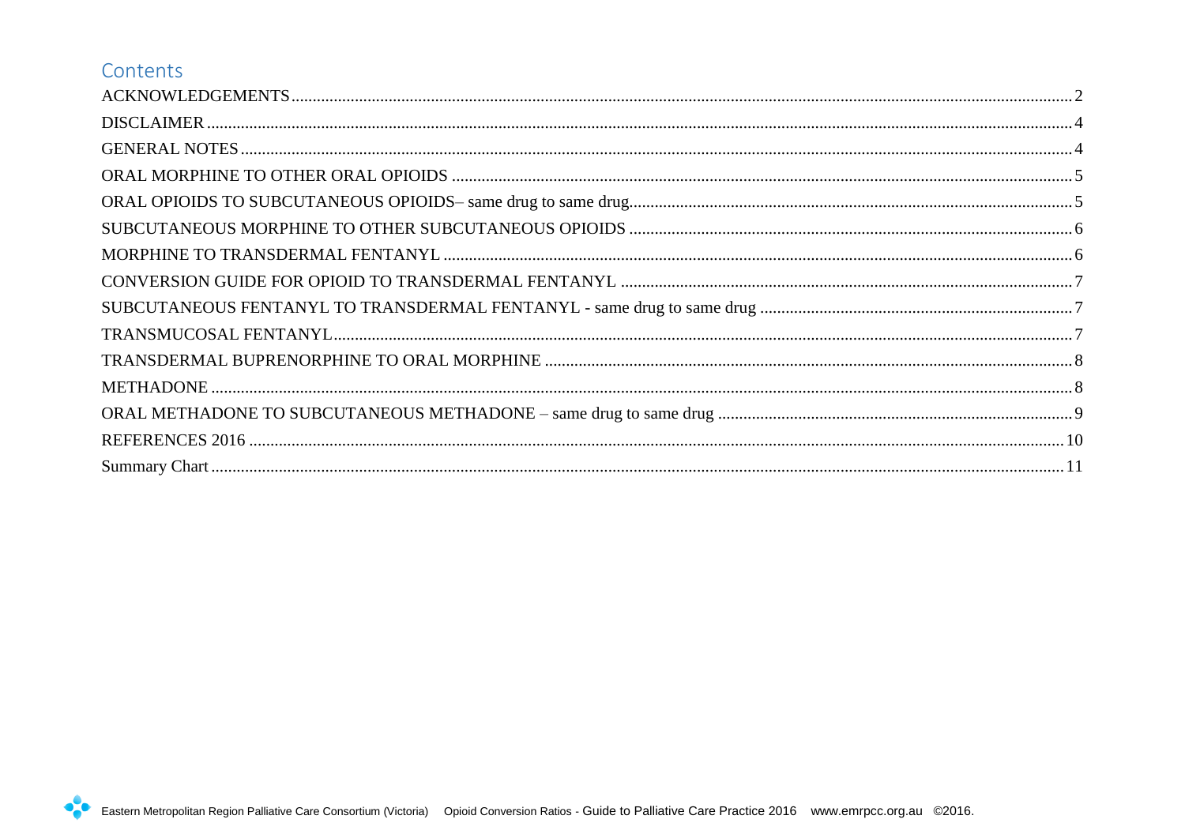## Contents

- ACKNOWLEDGEMENTS ........ 2
- DISCLAIMER ........ 4
- GENERAL NOTES ........ 4
- ORAL MORPHINE TO OTHER ORAL OPIOIDS ........ 5
- ORAL OPIOIDS TO SUBCUTANEOUS OPIOIDS– same drug to same drug ........ 5
- SUBCUTANEOUS MORPHINE TO OTHER SUBCUTANEOUS OPIOIDS ........ 6
- MORPHINE TO TRANSDERMAL FENTANYL ........ 6
- CONVERSION GUIDE FOR OPIOID TO TRANSDERMAL FENTANYL ........ 7
- SUBCUTANEOUS FENTANYL TO TRANSDERMAL FENTANYL - same drug to same drug ........ 7
- TRANSMUCOSAL FENTANYL ........ 7
- TRANSDERMAL BUPRENORPHINE TO ORAL MORPHINE ........ 8
- METHADONE ........ 8
- ORAL METHADONE TO SUBCUTANEOUS METHADONE – same drug to same drug ........ 9
- REFERENCES 2016 ........ 10
- Summary Chart ........ 11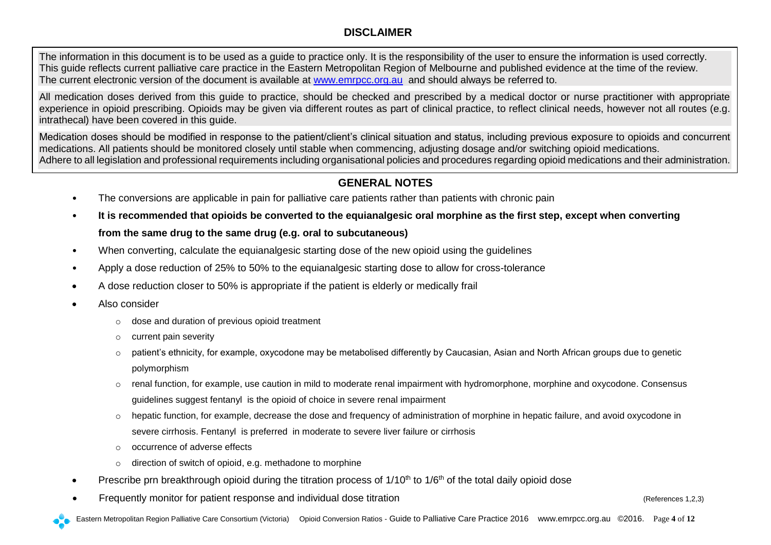## DISCLAIMER

The information in this document is to be used as a guide to practice only. It is the responsibility of the user to ensure the information is used correctly. This guide reflects current palliative care practice in the Eastern Metropolitan Region of Melbourne and published evidence at the time of the review. The current electronic version of the document is available at [www.emrpcc.org.au](http://www.emrpcc.org.au) and should always be referred to.

All medication doses derived from this guide to practice, should be checked and prescribed by a medical doctor or nurse practitioner with appropriate experience in opioid prescribing. Opioids may be given via different routes as part of clinical practice, to reflect clinical needs, however not all routes (e.g. intrathecal) have been covered in this guide.

Medication doses should be modified in response to the patient/client's clinical situation and status, including previous exposure to opioids and concurrent medications. All patients should be monitored closely until stable when commencing, adjusting dosage and/or switching opioid medications.
Adhere to all legislation and professional requirements including organisational policies and procedures regarding opioid medications and their administration.

## GENERAL NOTES

- The conversions are applicable in pain for palliative care patients rather than patients with chronic pain
- **It is recommended that opioids be converted to the equianalgesic oral morphine as the first step, except when converting from the same drug to the same drug (e.g. oral to subcutaneous)**
- When converting, calculate the equianalgesic starting dose of the new opioid using the guidelines
- Apply a dose reduction of 25% to 50% to the equianalgesic starting dose to allow for cross-tolerance
- A dose reduction closer to 50% is appropriate if the patient is elderly or medically frail
- Also consider
  - dose and duration of previous opioid treatment
  - current pain severity
  - patient's ethnicity, for example, oxycodone may be metabolised differently by Caucasian, Asian and North African groups due to genetic polymorphism
  - renal function, for example, use caution in mild to moderate renal impairment with hydromorphone, morphine and oxycodone. Consensus guidelines suggest fentanyl is the opioid of choice in severe renal impairment
  - hepatic function, for example, decrease the dose and frequency of administration of morphine in hepatic failure, and avoid oxycodone in severe cirrhosis. Fentanyl is preferred in moderate to severe liver failure or cirrhosis
  - occurrence of adverse effects
  - direction of switch of opioid, e.g. methadone to morphine
- Prescribe prn breakthrough opioid during the titration process of 1/10th to 1/6th of the total daily opioid dose
- Frequently monitor for patient response and individual dose titration

(References 1,2,3)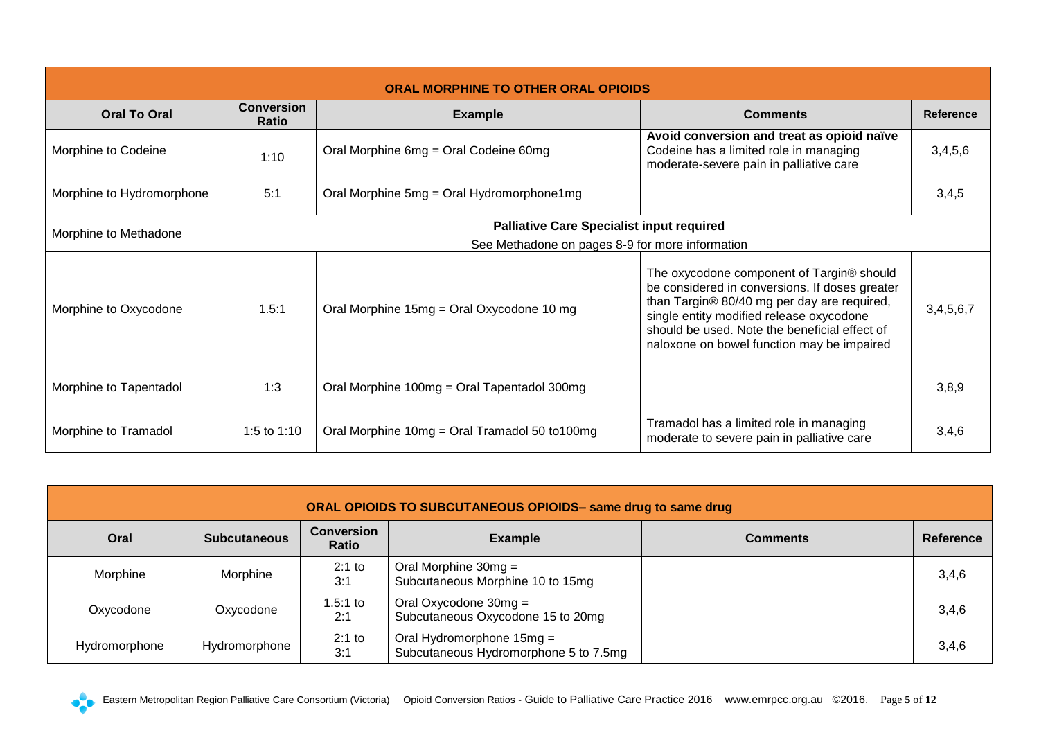| ORAL MORPHINE TO OTHER ORAL OPIOIDS | | | | |
|---|---|---|---|---|
| **Oral To Oral** | **Conversion Ratio** | **Example** | **Comments** | **Reference** |
| Morphine to Codeine | 1:10 | Oral Morphine 6mg = Oral Codeine 60mg | **Avoid conversion and treat as opioid naïve** Codeine has a limited role in managing moderate-severe pain in palliative care | 3,4,5,6 |
| Morphine to Hydromorphone | 5:1 | Oral Morphine 5mg = Oral Hydromorphone1mg | | 3,4,5 |
| Morphine to Methadone | **Palliative Care Specialist input required** See Methadone on pages 8-9 for more information | | | |
| Morphine to Oxycodone | 1.5:1 | Oral Morphine 15mg = Oral Oxycodone 10 mg | The oxycodone component of Targin® should be considered in conversions. If doses greater than Targin® 80/40 mg per day are required, single entity modified release oxycodone should be used. Note the beneficial effect of naloxone on bowel function may be impaired | 3,4,5,6,7 |
| Morphine to Tapentadol | 1:3 | Oral Morphine 100mg = Oral Tapentadol 300mg | | 3,8,9 |
| Morphine to Tramadol | 1:5 to 1:10 | Oral Morphine 10mg = Oral Tramadol 50 to100mg | Tramadol has a limited role in managing moderate to severe pain in palliative care | 3,4,6 |

| ORAL OPIOIDS TO SUBCUTANEOUS OPIOIDS– same drug to same drug | | | | | |
|---|---|---|---|---|---|
| **Oral** | **Subcutaneous** | **Conversion Ratio** | **Example** | **Comments** | **Reference** |
| Morphine | Morphine | 2:1 to 3:1 | Oral Morphine 30mg = Subcutaneous Morphine 10 to 15mg | | 3,4,6 |
| Oxycodone | Oxycodone | 1.5:1 to 2:1 | Oral Oxycodone 30mg = Subcutaneous Oxycodone 15 to 20mg | | 3,4,6 |
| Hydromorphone | Hydromorphone | 2:1 to 3:1 | Oral Hydromorphone 15mg = Subcutaneous Hydromorphone 5 to 7.5mg | | 3,4,6 |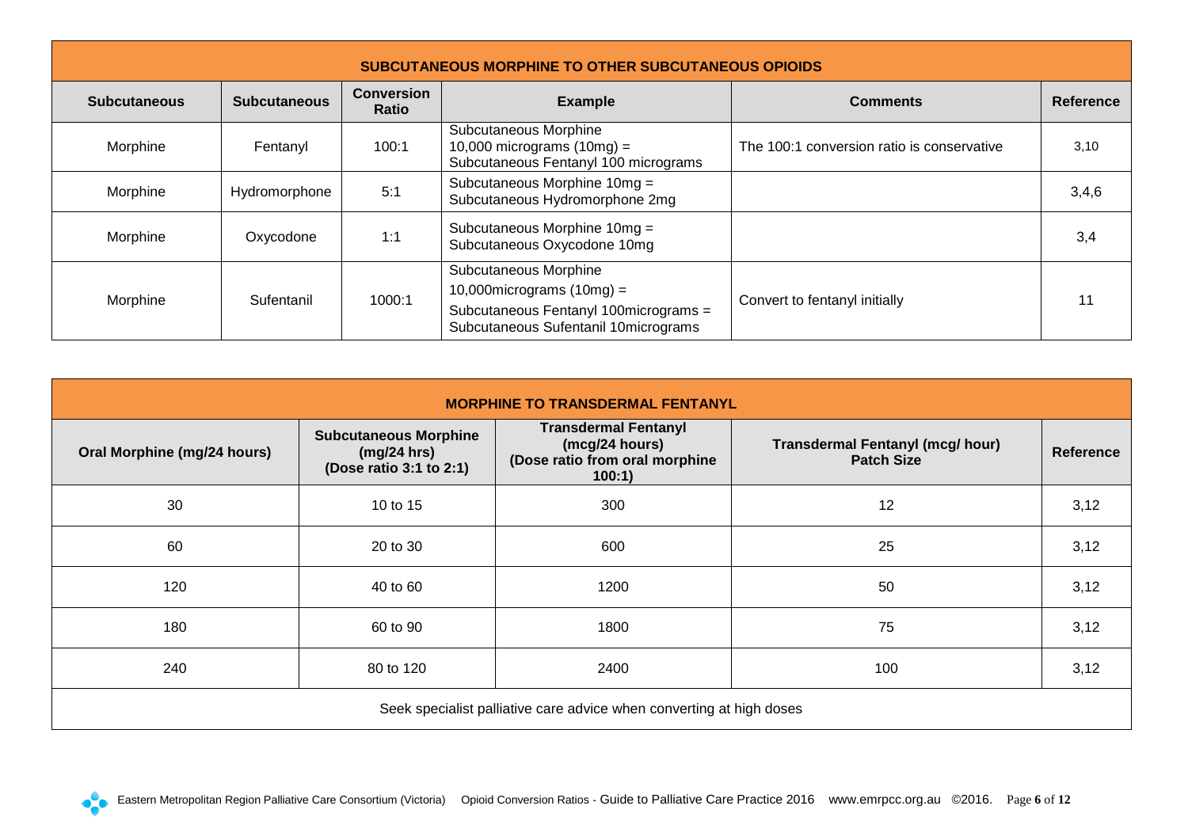| SUBCUTANEOUS MORPHINE TO OTHER SUBCUTANEOUS OPIOIDS | | | | | |
|---|---|---|---|---|---|
| **Subcutaneous** | **Subcutaneous** | **Conversion Ratio** | **Example** | **Comments** | **Reference** |
| Morphine | Fentanyl | 100:1 | Subcutaneous Morphine 10,000 micrograms (10mg) = Subcutaneous Fentanyl 100 micrograms | The 100:1 conversion ratio is conservative | 3,10 |
| Morphine | Hydromorphone | 5:1 | Subcutaneous Morphine 10mg = Subcutaneous Hydromorphone 2mg | | 3,4,6 |
| Morphine | Oxycodone | 1:1 | Subcutaneous Morphine 10mg = Subcutaneous Oxycodone 10mg | | 3,4 |
| Morphine | Sufentanil | 1000:1 | Subcutaneous Morphine 10,000micrograms (10mg) = Subcutaneous Fentanyl 100micrograms = Subcutaneous Sufentanil 10micrograms | Convert to fentanyl initially | 11 |

| MORPHINE TO TRANSDERMAL FENTANYL | | | | |
|---|---|---|---|---|
| **Oral Morphine (mg/24 hours)** | **Subcutaneous Morphine (mg/24 hrs) (Dose ratio 3:1 to 2:1)** | **Transdermal Fentanyl (mcg/24 hours) (Dose ratio from oral morphine 100:1)** | **Transdermal Fentanyl (mcg/ hour) Patch Size** | **Reference** |
| 30 | 10 to 15 | 300 | 12 | 3,12 |
| 60 | 20 to 30 | 600 | 25 | 3,12 |
| 120 | 40 to 60 | 1200 | 50 | 3,12 |
| 180 | 60 to 90 | 1800 | 75 | 3,12 |
| 240 | 80 to 120 | 2400 | 100 | 3,12 |
| Seek specialist palliative care advice when converting at high doses | | | | |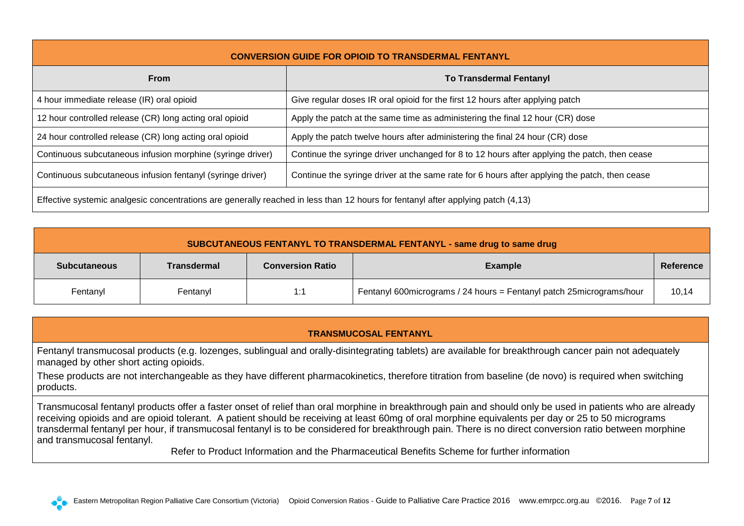| CONVERSION GUIDE FOR OPIOID TO TRANSDERMAL FENTANYL | |
|---|---|
| **From** | **To Transdermal Fentanyl** |
| 4 hour immediate release (IR) oral opioid | Give regular doses IR oral opioid for the first 12 hours after applying patch |
| 12 hour controlled release (CR) long acting oral opioid | Apply the patch at the same time as administering the final 12 hour (CR) dose |
| 24 hour controlled release (CR) long acting oral opioid | Apply the patch twelve hours after administering the final 24 hour (CR) dose |
| Continuous subcutaneous infusion morphine (syringe driver) | Continue the syringe driver unchanged for 8 to 12 hours after applying the patch, then cease |
| Continuous subcutaneous infusion fentanyl (syringe driver) | Continue the syringe driver at the same rate for 6 hours after applying the patch, then cease |
| Effective systemic analgesic concentrations are generally reached in less than 12 hours for fentanyl after applying patch (4,13) | |

| SUBCUTANEOUS FENTANYL TO TRANSDERMAL FENTANYL - same drug to same drug | | | | |
|---|---|---|---|---|
| **Subcutaneous** | **Transdermal** | **Conversion Ratio** | **Example** | **Reference** |
| Fentanyl | Fentanyl | 1:1 | Fentanyl 600micrograms / 24 hours = Fentanyl patch 25micrograms/hour | 10,14 |

**TRANSMUCOSAL FENTANYL**

Fentanyl transmucosal products (e.g. lozenges, sublingual and orally-disintegrating tablets) are available for breakthrough cancer pain not adequately managed by other short acting opioids.

These products are not interchangeable as they have different pharmacokinetics, therefore titration from baseline (de novo) is required when switching products.

Transmucosal fentanyl products offer a faster onset of relief than oral morphine in breakthrough pain and should only be used in patients who are already receiving opioids and are opioid tolerant. A patient should be receiving at least 60mg of oral morphine equivalents per day or 25 to 50 micrograms transdermal fentanyl per hour, if transmucosal fentanyl is to be considered for breakthrough pain. There is no direct conversion ratio between morphine and transmucosal fentanyl.

Refer to Product Information and the Pharmaceutical Benefits Scheme for further information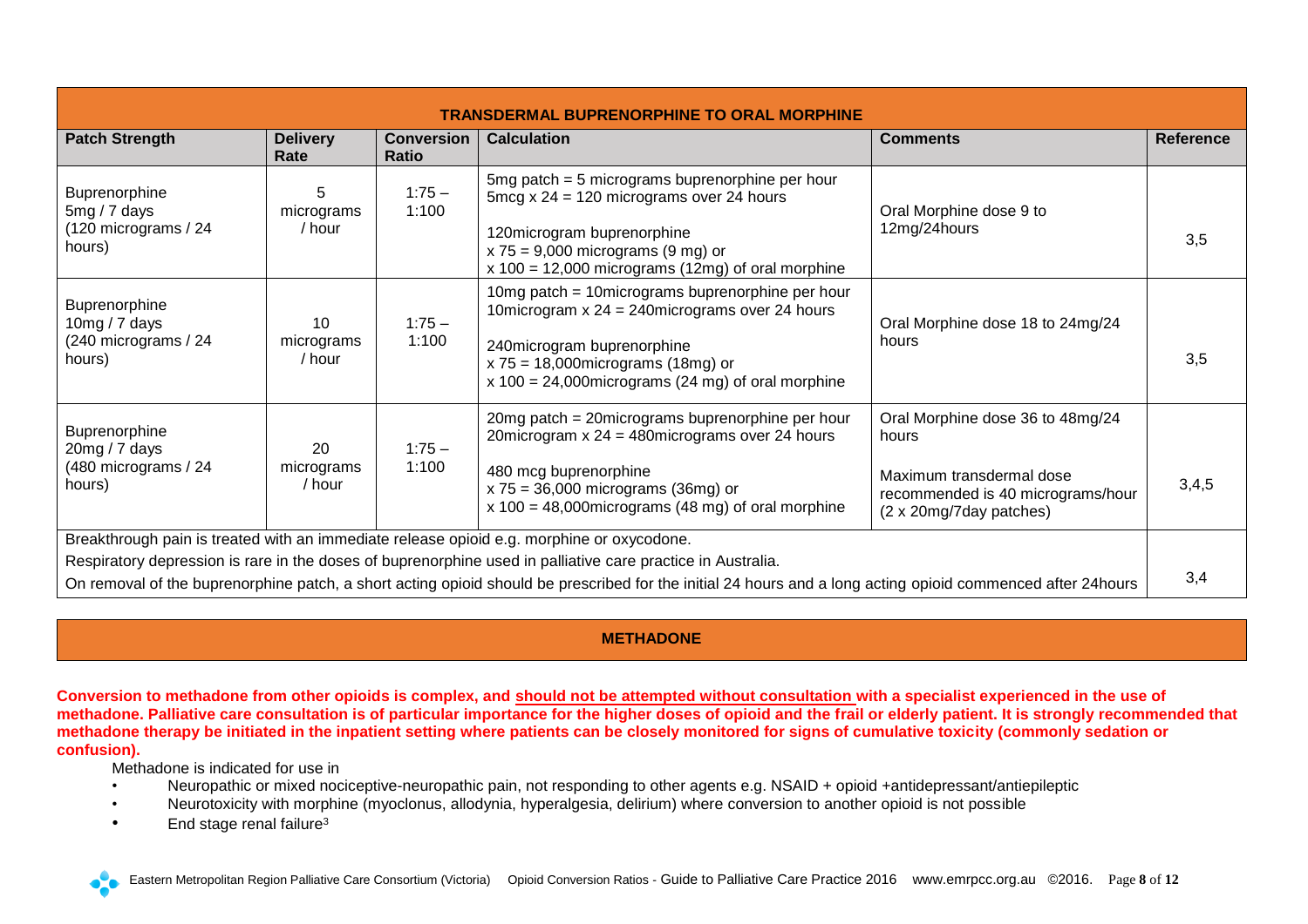| TRANSDERMAL BUPRENORPHINE TO ORAL MORPHINE | | | | | |
|---|---|---|---|---|---|
| **Patch Strength** | **Delivery Rate** | **Conversion Ratio** | **Calculation** | **Comments** | **Reference** |
| Buprenorphine 5mg / 7 days (120 micrograms / 24 hours) | 5 micrograms / hour | 1:75 – 1:100 | 5mg patch = 5 micrograms buprenorphine per hour<br>5mcg x 24 = 120 micrograms over 24 hours<br><br>120microgram buprenorphine<br>x 75 = 9,000 micrograms (9 mg) or<br>x 100 = 12,000 micrograms (12mg) of oral morphine | Oral Morphine dose 9 to 12mg/24hours | 3,5 |
| Buprenorphine 10mg / 7 days (240 micrograms / 24 hours) | 10 micrograms / hour | 1:75 – 1:100 | 10mg patch = 10micrograms buprenorphine per hour<br>10microgram x 24 = 240micrograms over 24 hours<br><br>240microgram buprenorphine<br>x 75 = 18,000micrograms (18mg) or<br>x 100 = 24,000micrograms (24 mg) of oral morphine | Oral Morphine dose 18 to 24mg/24 hours | 3,5 |
| Buprenorphine 20mg / 7 days (480 micrograms / 24 hours) | 20 micrograms / hour | 1:75 – 1:100 | 20mg patch = 20micrograms buprenorphine per hour<br>20microgram x 24 = 480micrograms over 24 hours<br><br>480 mcg buprenorphine<br>x 75 = 36,000 micrograms (36mg) or<br>x 100 = 48,000micrograms (48 mg) of oral morphine | Oral Morphine dose 36 to 48mg/24 hours<br><br>Maximum transdermal dose recommended is 40 micrograms/hour (2 x 20mg/7day patches) | 3,4,5 |
| Breakthrough pain is treated with an immediate release opioid e.g. morphine or oxycodone.<br>Respiratory depression is rare in the doses of buprenorphine used in palliative care practice in Australia.<br>On removal of the buprenorphine patch, a short acting opioid should be prescribed for the initial 24 hours and a long acting opioid commenced after 24hours | | | | | 3,4 |

## METHADONE

**Conversion to methadone from other opioids is complex, and <u>should not be attempted without consultation</u> with a specialist experienced in the use of methadone. Palliative care consultation is of particular importance for the higher doses of opioid and the frail or elderly patient. It is strongly recommended that methadone therapy be initiated in the inpatient setting where patients can be closely monitored for signs of cumulative toxicity (commonly sedation or confusion).**

Methadone is indicated for use in

- Neuropathic or mixed nociceptive-neuropathic pain, not responding to other agents e.g. NSAID + opioid +antidepressant/antiepileptic
- Neurotoxicity with morphine (myoclonus, allodynia, hyperalgesia, delirium) where conversion to another opioid is not possible
- End stage renal failure[3]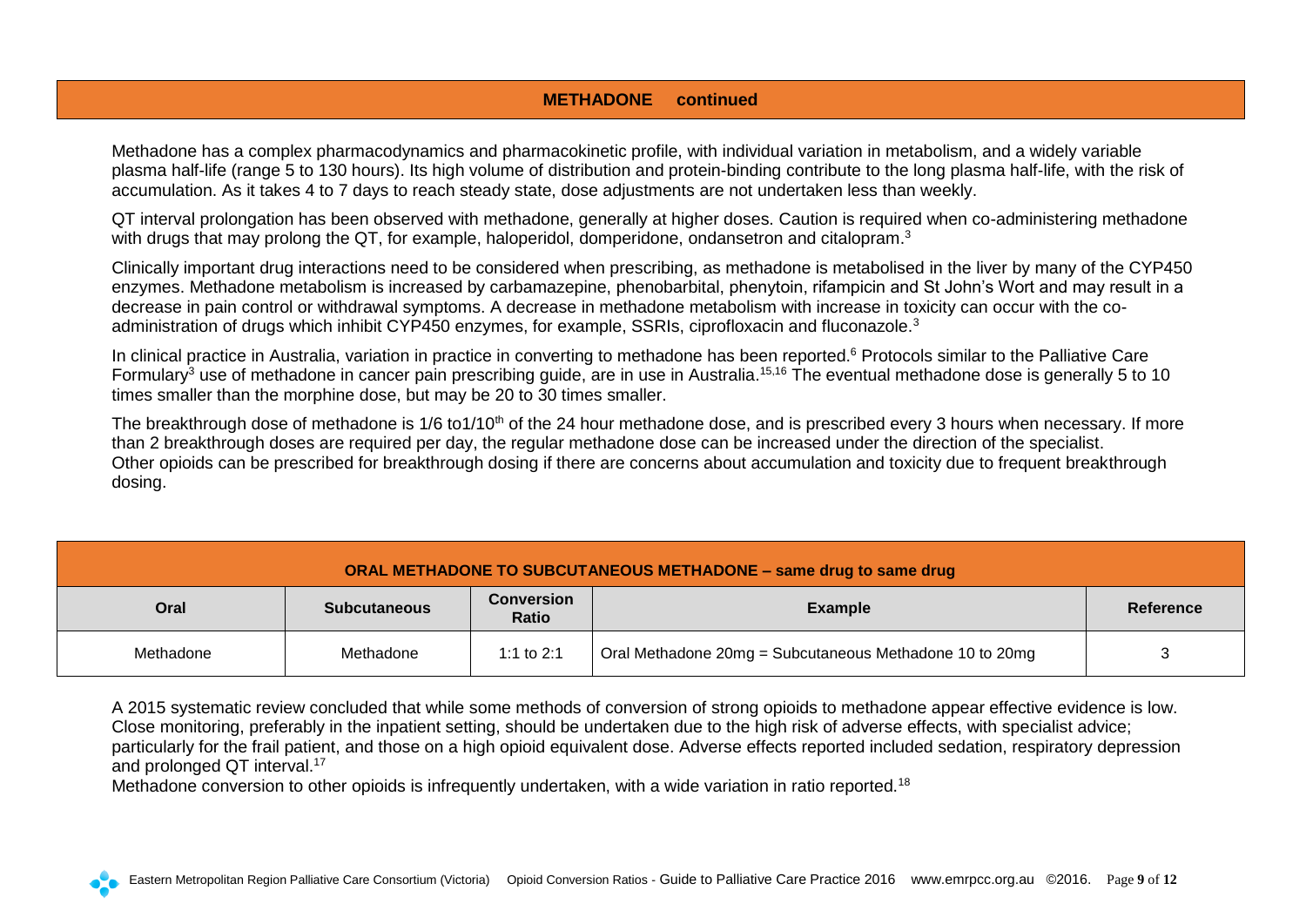## METHADONE continued

Methadone has a complex pharmacodynamics and pharmacokinetic profile, with individual variation in metabolism, and a widely variable plasma half-life (range 5 to 130 hours). Its high volume of distribution and protein-binding contribute to the long plasma half-life, with the risk of accumulation. As it takes 4 to 7 days to reach steady state, dose adjustments are not undertaken less than weekly.

QT interval prolongation has been observed with methadone, generally at higher doses. Caution is required when co-administering methadone with drugs that may prolong the QT, for example, haloperidol, domperidone, ondansetron and citalopram.[3]

Clinically important drug interactions need to be considered when prescribing, as methadone is metabolised in the liver by many of the CYP450 enzymes. Methadone metabolism is increased by carbamazepine, phenobarbital, phenytoin, rifampicin and St John's Wort and may result in a decrease in pain control or withdrawal symptoms. A decrease in methadone metabolism with increase in toxicity can occur with the co-administration of drugs which inhibit CYP450 enzymes, for example, SSRIs, ciprofloxacin and fluconazole.[3]

In clinical practice in Australia, variation in practice in converting to methadone has been reported.[6] Protocols similar to the Palliative Care Formulary[3] use of methadone in cancer pain prescribing guide, are in use in Australia.[15,16] The eventual methadone dose is generally 5 to 10 times smaller than the morphine dose, but may be 20 to 30 times smaller.

The breakthrough dose of methadone is 1/6 to1/10th of the 24 hour methadone dose, and is prescribed every 3 hours when necessary. If more than 2 breakthrough doses are required per day, the regular methadone dose can be increased under the direction of the specialist. Other opioids can be prescribed for breakthrough dosing if there are concerns about accumulation and toxicity due to frequent breakthrough dosing.

| ORAL METHADONE TO SUBCUTANEOUS METHADONE – same drug to same drug | | | | |
|---|---|---|---|---|
| **Oral** | **Subcutaneous** | **Conversion Ratio** | **Example** | **Reference** |
| Methadone | Methadone | 1:1 to 2:1 | Oral Methadone 20mg = Subcutaneous Methadone 10 to 20mg | 3 |

A 2015 systematic review concluded that while some methods of conversion of strong opioids to methadone appear effective evidence is low. Close monitoring, preferably in the inpatient setting, should be undertaken due to the high risk of adverse effects, with specialist advice; particularly for the frail patient, and those on a high opioid equivalent dose. Adverse effects reported included sedation, respiratory depression and prolonged QT interval.[17]

Methadone conversion to other opioids is infrequently undertaken, with a wide variation in ratio reported.[18]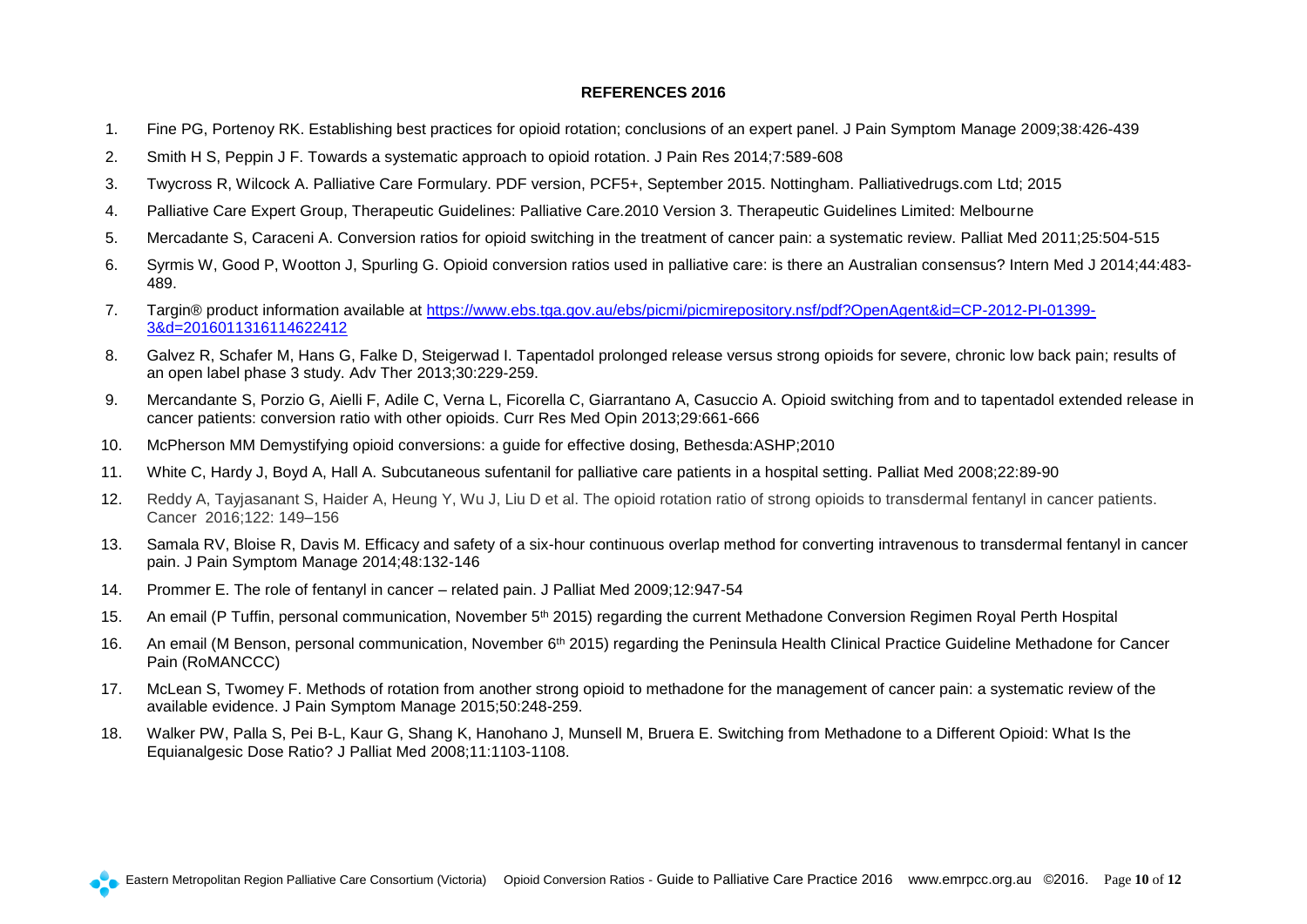**REFERENCES 2016**

1. Fine PG, Portenoy RK. Establishing best practices for opioid rotation; conclusions of an expert panel. J Pain Symptom Manage 2009;38:426-439
2. Smith H S, Peppin J F. Towards a systematic approach to opioid rotation. J Pain Res 2014;7:589-608
3. Twycross R, Wilcock A. Palliative Care Formulary. PDF version, PCF5+, September 2015. Nottingham. Palliativedrugs.com Ltd; 2015
4. Palliative Care Expert Group, Therapeutic Guidelines: Palliative Care.2010 Version 3. Therapeutic Guidelines Limited: Melbourne
5. Mercadante S, Caraceni A. Conversion ratios for opioid switching in the treatment of cancer pain: a systematic review. Palliat Med 2011;25:504-515
6. Syrmis W, Good P, Wootton J, Spurling G. Opioid conversion ratios used in palliative care: is there an Australian consensus? Intern Med J 2014;44:483-489.
7. Targin® product information available at https://www.ebs.tga.gov.au/ebs/picmi/picmirepository.nsf/pdf?OpenAgent&id=CP-2012-PI-01399-3&d=2016011316114622412
8. Galvez R, Schafer M, Hans G, Falke D, Steigerwad I. Tapentadol prolonged release versus strong opioids for severe, chronic low back pain; results of an open label phase 3 study. Adv Ther 2013;30:229-259.
9. Mercandante S, Porzio G, Aielli F, Adile C, Verna L, Ficorella C, Giarrantano A, Casuccio A. Opioid switching from and to tapentadol extended release in cancer patients: conversion ratio with other opioids. Curr Res Med Opin 2013;29:661-666
10. McPherson MM Demystifying opioid conversions: a guide for effective dosing, Bethesda:ASHP;2010
11. White C, Hardy J, Boyd A, Hall A. Subcutaneous sufentanil for palliative care patients in a hospital setting. Palliat Med 2008;22:89-90
12. Reddy A, Tayjasanant S, Haider A, Heung Y, Wu J, Liu D et al. The opioid rotation ratio of strong opioids to transdermal fentanyl in cancer patients. Cancer 2016;122: 149–156
13. Samala RV, Bloise R, Davis M. Efficacy and safety of a six-hour continuous overlap method for converting intravenous to transdermal fentanyl in cancer pain. J Pain Symptom Manage 2014;48:132-146
14. Prommer E. The role of fentanyl in cancer – related pain. J Palliat Med 2009;12:947-54
15. An email (P Tuffin, personal communication, November 5th 2015) regarding the current Methadone Conversion Regimen Royal Perth Hospital
16. An email (M Benson, personal communication, November 6th 2015) regarding the Peninsula Health Clinical Practice Guideline Methadone for Cancer Pain (RoMANCCC)
17. McLean S, Twomey F. Methods of rotation from another strong opioid to methadone for the management of cancer pain: a systematic review of the available evidence. J Pain Symptom Manage 2015;50:248-259.
18. Walker PW, Palla S, Pei B-L, Kaur G, Shang K, Hanohano J, Munsell M, Bruera E. Switching from Methadone to a Different Opioid: What Is the Equianalgesic Dose Ratio? J Palliat Med 2008;11:1103-1108.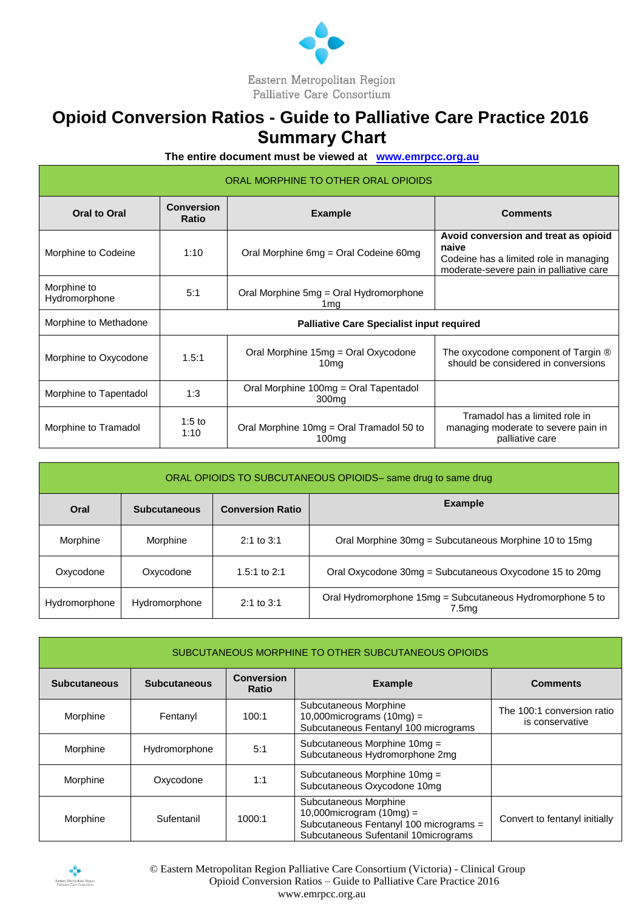Eastern Metropolitan Region
Palliative Care Consortium

# Opioid Conversion Ratios - Guide to Palliative Care Practice 2016 Summary Chart

**The entire document must be viewed at www.emrpcc.org.au**

| ORAL MORPHINE TO OTHER ORAL OPIOIDS | | | |
|---|---|---|---|
| **Oral to Oral** | **Conversion Ratio** | **Example** | **Comments** |
| Morphine to Codeine | 1:10 | Oral Morphine 6mg = Oral Codeine 60mg | **Avoid conversion and treat as opioid naive** Codeine has a limited role in managing moderate-severe pain in palliative care |
| Morphine to Hydromorphone | 5:1 | Oral Morphine 5mg = Oral Hydromorphone 1mg | |
| Morphine to Methadone | **Palliative Care Specialist input required** | | |
| Morphine to Oxycodone | 1.5:1 | Oral Morphine 15mg = Oral Oxycodone 10mg | The oxycodone component of Targin ® should be considered in conversions |
| Morphine to Tapentadol | 1:3 | Oral Morphine 100mg = Oral Tapentadol 300mg | |
| Morphine to Tramadol | 1:5 to 1:10 | Oral Morphine 10mg = Oral Tramadol 50 to 100mg | Tramadol has a limited role in managing moderate to severe pain in palliative care |

| ORAL OPIOIDS TO SUBCUTANEOUS OPIOIDS– same drug to same drug | | | |
|---|---|---|---|
| **Oral** | **Subcutaneous** | **Conversion Ratio** | **Example** |
| Morphine | Morphine | 2:1 to 3:1 | Oral Morphine 30mg = Subcutaneous Morphine 10 to 15mg |
| Oxycodone | Oxycodone | 1.5:1 to 2:1 | Oral Oxycodone 30mg = Subcutaneous Oxycodone 15 to 20mg |
| Hydromorphone | Hydromorphone | 2:1 to 3:1 | Oral Hydromorphone 15mg = Subcutaneous Hydromorphone 5 to 7.5mg |

| SUBCUTANEOUS MORPHINE TO OTHER SUBCUTANEOUS OPIOIDS | | | | |
|---|---|---|---|---|
| **Subcutaneous** | **Subcutaneous** | **Conversion Ratio** | **Example** | **Comments** |
| Morphine | Fentanyl | 100:1 | Subcutaneous Morphine 10,000micrograms (10mg) = Subcutaneous Fentanyl 100 micrograms | The 100:1 conversion ratio is conservative |
| Morphine | Hydromorphone | 5:1 | Subcutaneous Morphine 10mg = Subcutaneous Hydromorphone 2mg | |
| Morphine | Oxycodone | 1:1 | Subcutaneous Morphine 10mg = Subcutaneous Oxycodone 10mg | |
| Morphine | Sufentanil | 1000:1 | Subcutaneous Morphine 10,000microgram (10mg) = Subcutaneous Fentanyl 100 micrograms = Subcutaneous Sufentanil 10micrograms | Convert to fentanyl initially |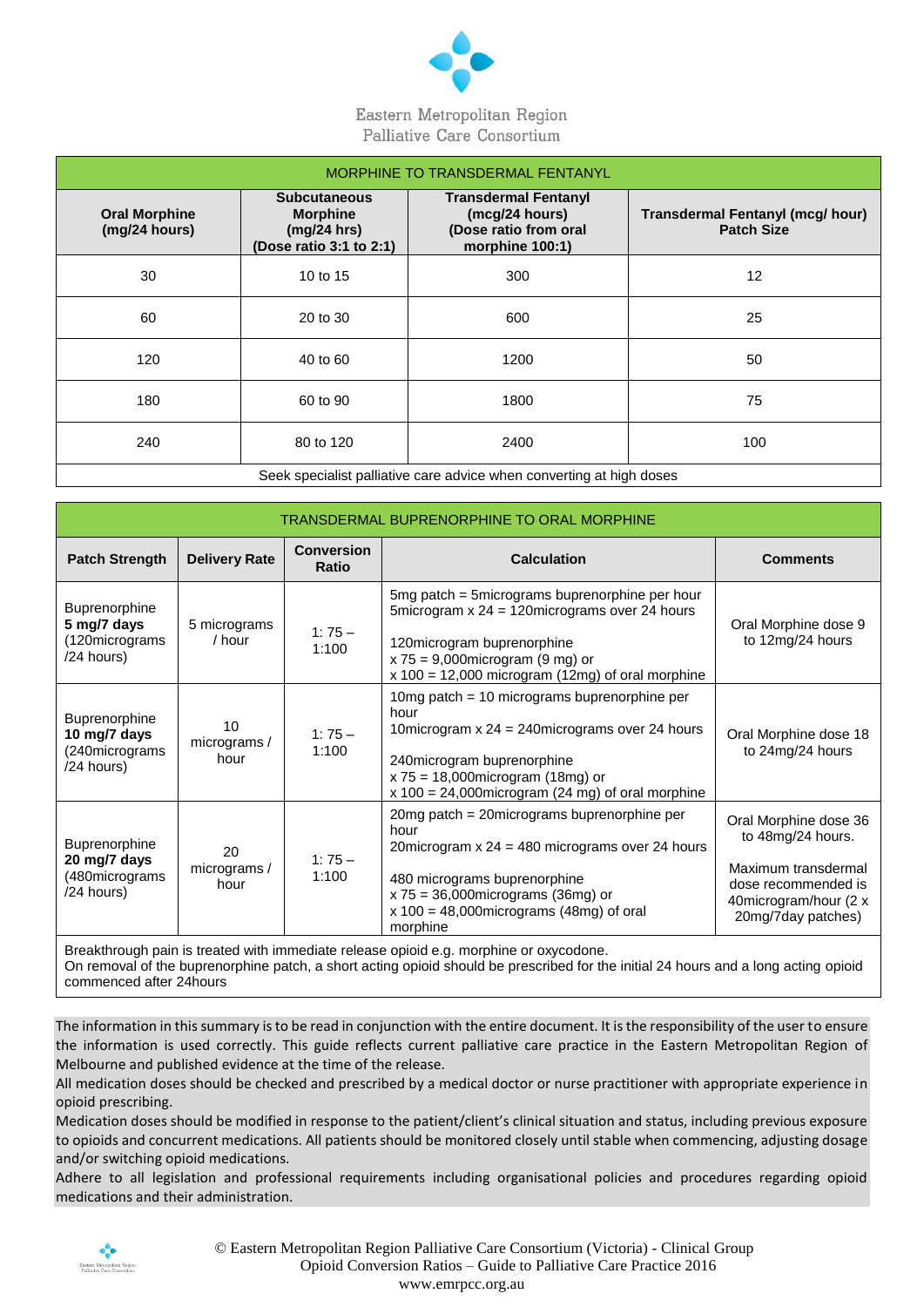Eastern Metropolitan Region Palliative Care Consortium

| MORPHINE TO TRANSDERMAL FENTANYL | | | |
|---|---|---|---|
| **Oral Morphine (mg/24 hours)** | **Subcutaneous Morphine (mg/24 hrs) (Dose ratio 3:1 to 2:1)** | **Transdermal Fentanyl (mcg/24 hours) (Dose ratio from oral morphine 100:1)** | **Transdermal Fentanyl (mcg/ hour) Patch Size** |
| 30 | 10 to 15 | 300 | 12 |
| 60 | 20 to 30 | 600 | 25 |
| 120 | 40 to 60 | 1200 | 50 |
| 180 | 60 to 90 | 1800 | 75 |
| 240 | 80 to 120 | 2400 | 100 |
| Seek specialist palliative care advice when converting at high doses | | | |

| TRANSDERMAL BUPRENORPHINE TO ORAL MORPHINE | | | | |
|---|---|---|---|---|
| **Patch Strength** | **Delivery Rate** | **Conversion Ratio** | **Calculation** | **Comments** |
| Buprenorphine **5 mg/7 days** (120micrograms /24 hours) | 5 micrograms / hour | 1: 75 – 1:100 | 5mg patch = 5micrograms buprenorphine per hour<br>5microgram x 24 = 120micrograms over 24 hours<br><br>120microgram buprenorphine<br>x 75 = 9,000microgram (9 mg) or<br>x 100 = 12,000 microgram (12mg) of oral morphine | Oral Morphine dose 9 to 12mg/24 hours |
| Buprenorphine **10 mg/7 days** (240micrograms /24 hours) | 10 micrograms / hour | 1: 75 – 1:100 | 10mg patch = 10 micrograms buprenorphine per hour<br>10microgram x 24 = 240micrograms over 24 hours<br><br>240microgram buprenorphine<br>x 75 = 18,000microgram (18mg) or<br>x 100 = 24,000microgram (24 mg) of oral morphine | Oral Morphine dose 18 to 24mg/24 hours |
| Buprenorphine **20 mg/7 days** (480micrograms /24 hours) | 20 micrograms / hour | 1: 75 – 1:100 | 20mg patch = 20micrograms buprenorphine per hour<br>20microgram x 24 = 480 micrograms over 24 hours<br><br>480 micrograms buprenorphine<br>x 75 = 36,000micrograms (36mg) or<br>x 100 = 48,000micrograms (48mg) of oral morphine | Oral Morphine dose 36 to 48mg/24 hours.<br><br>Maximum transdermal dose recommended is 40microgram/hour (2 x 20mg/7day patches) |
| Breakthrough pain is treated with immediate release opioid e.g. morphine or oxycodone.<br>On removal of the buprenorphine patch, a short acting opioid should be prescribed for the initial 24 hours and a long acting opioid commenced after 24hours | | | | |

The information in this summary is to be read in conjunction with the entire document. It is the responsibility of the user to ensure the information is used correctly. This guide reflects current palliative care practice in the Eastern Metropolitan Region of Melbourne and published evidence at the time of the release.

All medication doses should be checked and prescribed by a medical doctor or nurse practitioner with appropriate experience in opioid prescribing.

Medication doses should be modified in response to the patient/client's clinical situation and status, including previous exposure to opioids and concurrent medications. All patients should be monitored closely until stable when commencing, adjusting dosage and/or switching opioid medications.

Adhere to all legislation and professional requirements including organisational policies and procedures regarding opioid medications and their administration.

© Eastern Metropolitan Region Palliative Care Consortium (Victoria) - Clinical Group
Opioid Conversion Ratios – Guide to Palliative Care Practice 2016
www.emrpcc.org.au